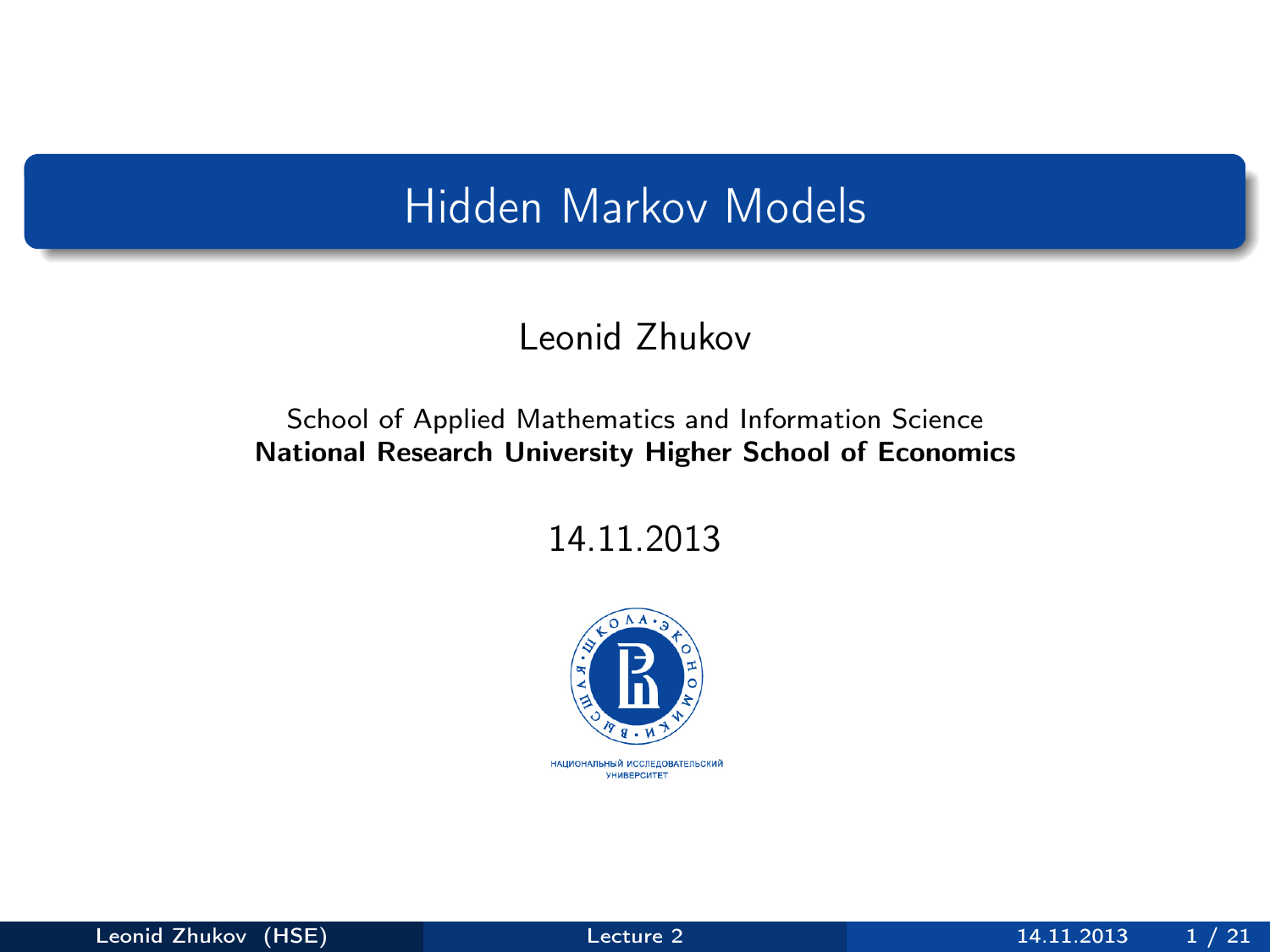# Hidden Markov Models

Leonid Zhukov

School of Applied Mathematics and Information Science
**National Research University Higher School of Economics**

14.11.2013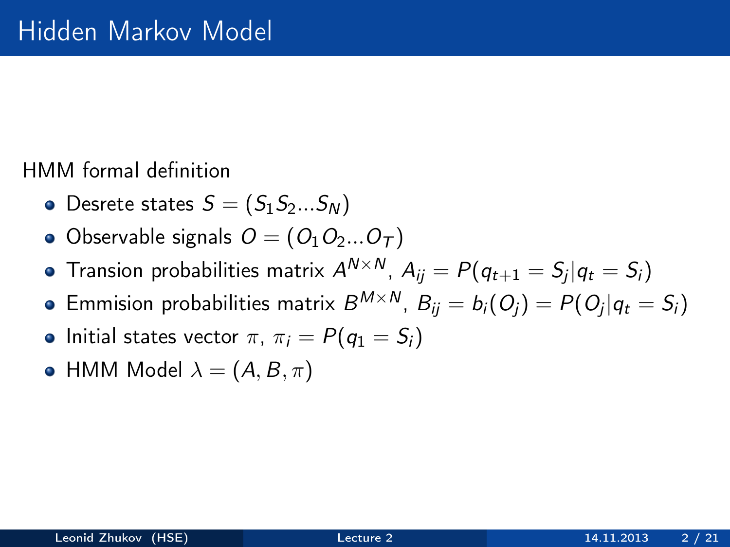# Hidden Markov Model

HMM formal definition

- Desrete states $S = (S_1 S_2 ... S_N)$
- Observable signals $O = (O_1 O_2 ... O_T)$
- Transion probabilities matrix $A^{N \times N}$, $A_{ij} = P(q_{t+1} = S_j | q_t = S_i)$
- Emmision probabilities matrix $B^{M \times N}$, $B_{ij} = b_i(O_j) = P(O_j | q_t = S_i)$
- Initial states vector $\pi$, $\pi_i = P(q_1 = S_i)$
- HMM Model $\lambda = (A, B, \pi)$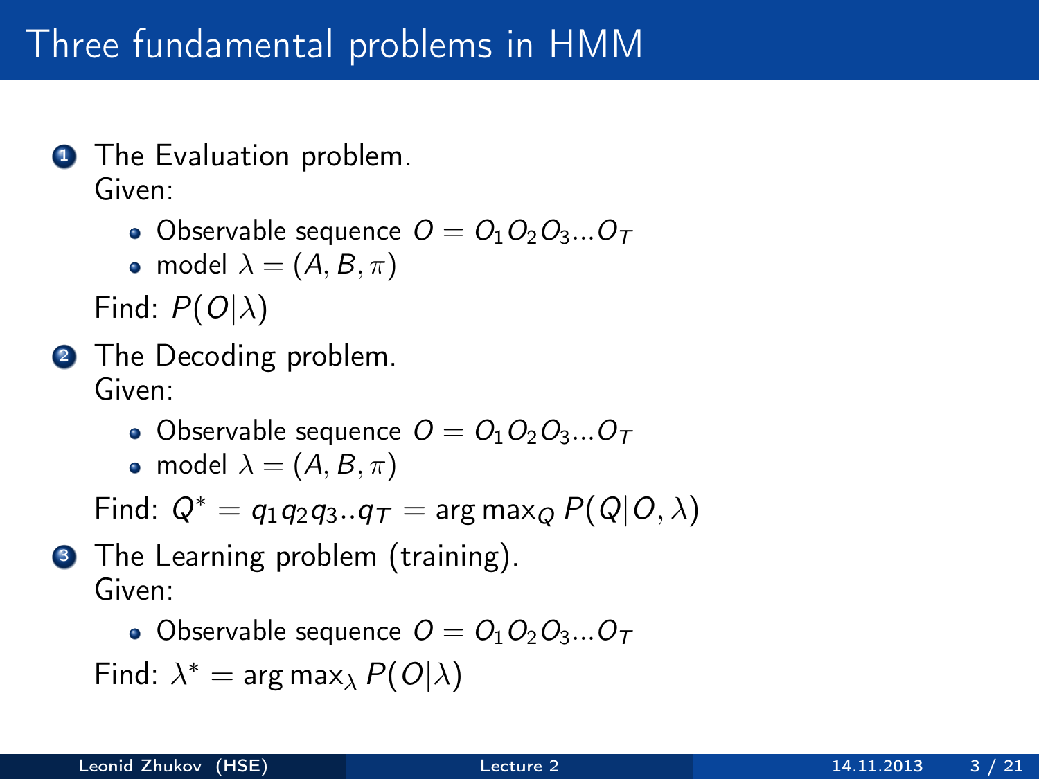# Three fundamental problems in HMM

1. The Evaluation problem.
   Given:
   - Observable sequence $O = O_1 O_2 O_3 ... O_T$
   - model $\lambda = (A, B, \pi)$

   Find: $P(O|\lambda)$

2. The Decoding problem.
   Given:
   - Observable sequence $O = O_1 O_2 O_3 ... O_T$
   - model $\lambda = (A, B, \pi)$

   Find: $Q^* = q_1 q_2 q_3 .. q_T = \arg\max_Q P(Q|O, \lambda)$

3. The Learning problem (training).
   Given:
   - Observable sequence $O = O_1 O_2 O_3 ... O_T$

   Find: $\lambda^* = \arg\max_\lambda P(O|\lambda)$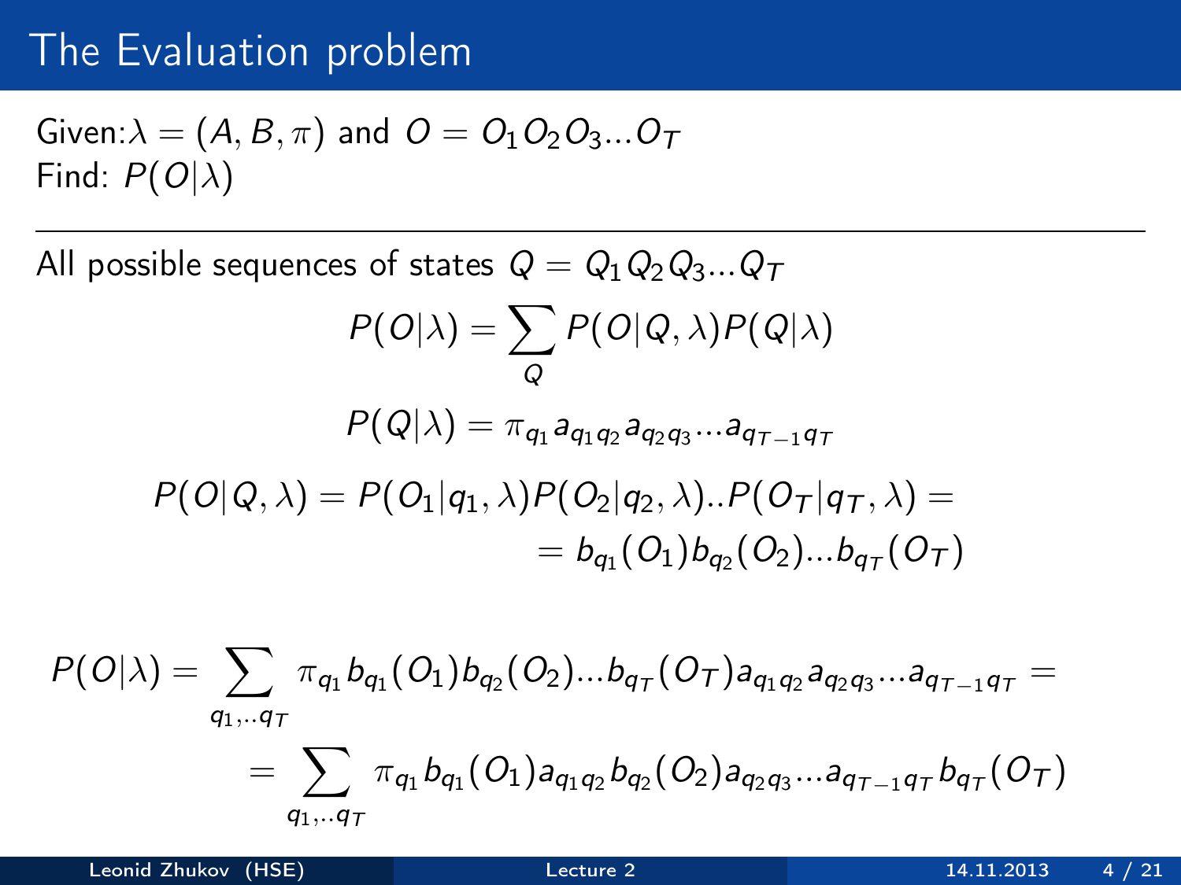# The Evaluation problem

Given: $\lambda = (A, B, \pi)$ and $O = O_1 O_2 O_3 ... O_T$
Find: $P(O|\lambda)$

---

All possible sequences of states $Q = Q_1 Q_2 Q_3 ... Q_T$

$$P(O|\lambda) = \sum_Q P(O|Q, \lambda) P(Q|\lambda)$$

$$P(Q|\lambda) = \pi_{q_1} a_{q_1 q_2} a_{q_2 q_3} ... a_{q_{T-1} q_T}$$

$$P(O|Q, \lambda) = P(O_1|q_1, \lambda) P(O_2|q_2, \lambda)..P(O_T|q_T, \lambda) =$$
$$= b_{q_1}(O_1) b_{q_2}(O_2) ... b_{q_T}(O_T)$$

$$P(O|\lambda) = \sum_{q_1,..q_T} \pi_{q_1} b_{q_1}(O_1) b_{q_2}(O_2) ... b_{q_T}(O_T) a_{q_1 q_2} a_{q_2 q_3} ... a_{q_{T-1} q_T} =$$
$$= \sum_{q_1,..q_T} \pi_{q_1} b_{q_1}(O_1) a_{q_1 q_2} b_{q_2}(O_2) a_{q_2 q_3} ... a_{q_{T-1} q_T} b_{q_T}(O_T)$$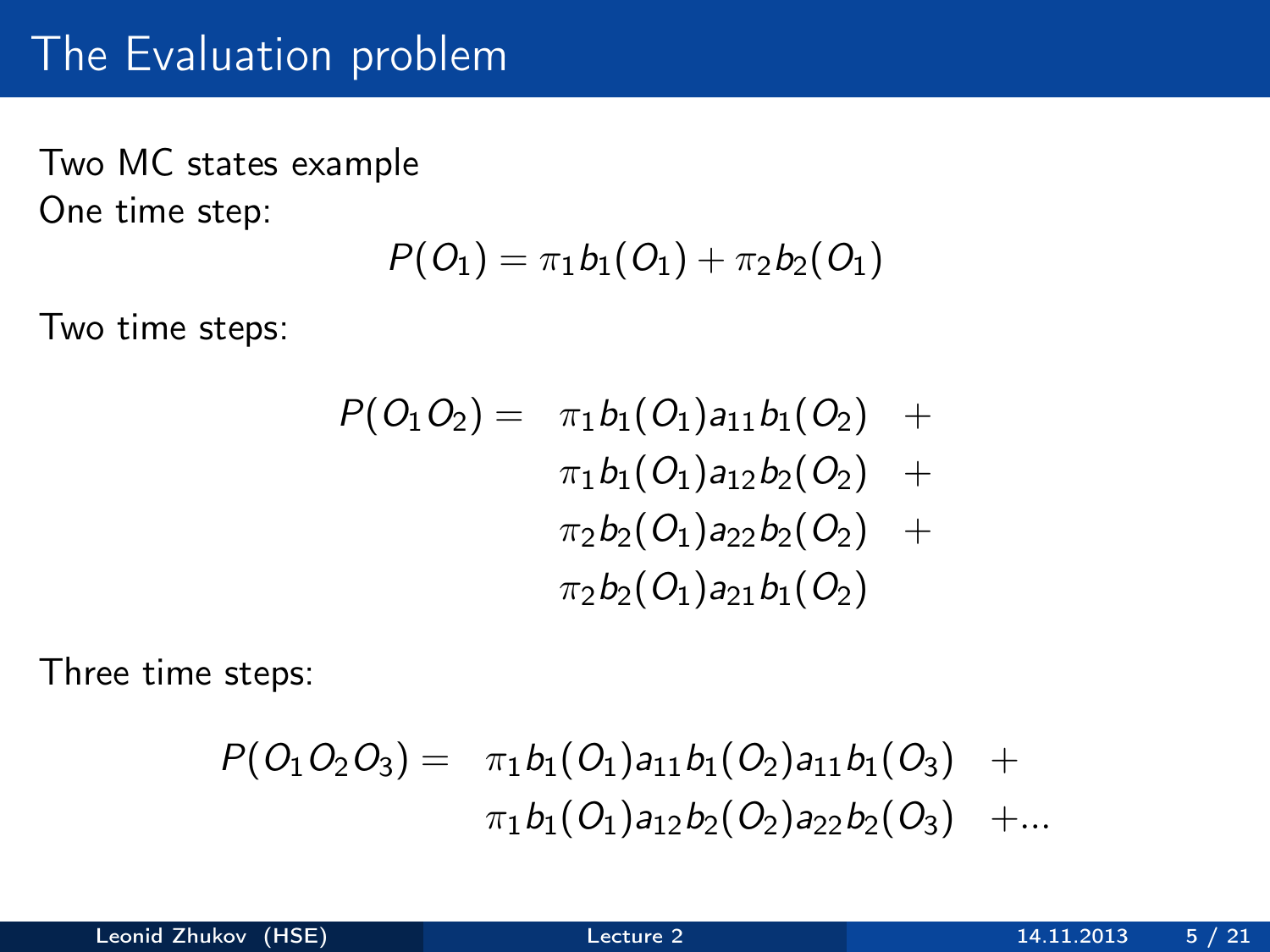# The Evaluation problem

Two MC states example

One time step:

$$P(O_1) = \pi_1 b_1(O_1) + \pi_2 b_2(O_1)$$

Two time steps:

$$\begin{aligned}
P(O_1 O_2) = \quad & \pi_1 b_1(O_1) a_{11} b_1(O_2) \quad + \\
& \pi_1 b_1(O_1) a_{12} b_2(O_2) \quad + \\
& \pi_2 b_2(O_1) a_{22} b_2(O_2) \quad + \\
& \pi_2 b_2(O_1) a_{21} b_1(O_2)
\end{aligned}$$

Three time steps:

$$\begin{aligned}
P(O_1 O_2 O_3) = \quad & \pi_1 b_1(O_1) a_{11} b_1(O_2) a_{11} b_1(O_3) \quad + \\
& \pi_1 b_1(O_1) a_{12} b_2(O_2) a_{22} b_2(O_3) \quad + \ldots
\end{aligned}$$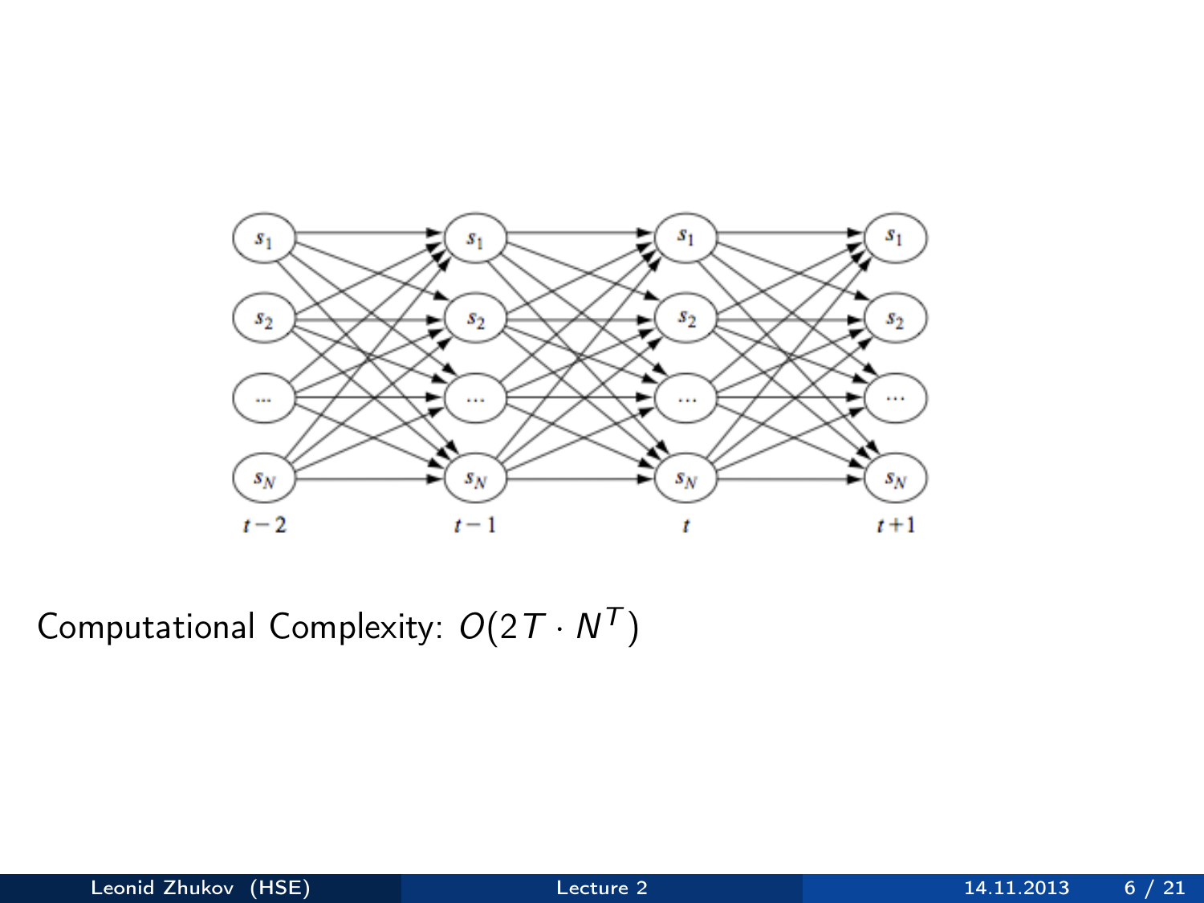Computational Complexity: $O(2T \cdot N^T)$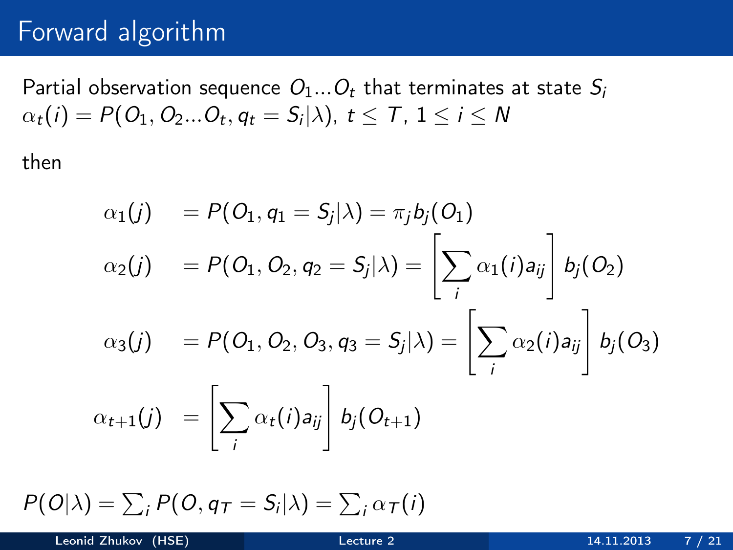# Forward algorithm

Partial observation sequence $O_1 ... O_t$ that terminates at state $S_i$

$\alpha_t(i) = P(O_1, O_2 ... O_t, q_t = S_i | \lambda)$, $t \leq T$, $1 \leq i \leq N$

then

$$
\begin{aligned}
\alpha_1(j) &= P(O_1, q_1 = S_j | \lambda) = \pi_j b_j(O_1) \\
\alpha_2(j) &= P(O_1, O_2, q_2 = S_j | \lambda) = \left[ \sum_i \alpha_1(i) a_{ij} \right] b_j(O_2) \\
\alpha_3(j) &= P(O_1, O_2, O_3, q_3 = S_j | \lambda) = \left[ \sum_i \alpha_2(i) a_{ij} \right] b_j(O_3) \\
\alpha_{t+1}(j) &= \left[ \sum_i \alpha_t(i) a_{ij} \right] b_j(O_{t+1})
\end{aligned}
$$

$P(O|\lambda) = \sum_i P(O, q_T = S_i | \lambda) = \sum_i \alpha_T(i)$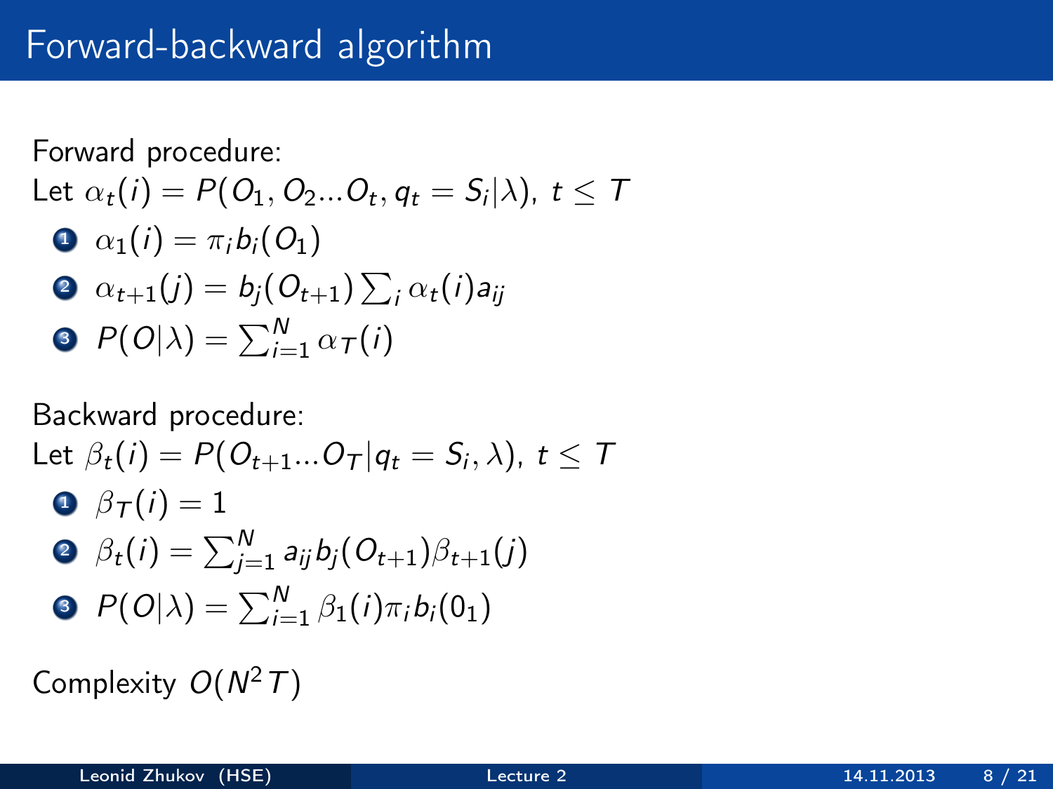# Forward-backward algorithm

Forward procedure:
Let $\alpha_t(i) = P(O_1, O_2 ... O_t, q_t = S_i | \lambda)$, $t \leq T$

1. $\alpha_1(i) = \pi_i b_i(O_1)$
2. $\alpha_{t+1}(j) = b_j(O_{t+1}) \sum_i \alpha_t(i) a_{ij}$
3. $P(O|\lambda) = \sum_{i=1}^{N} \alpha_T(i)$

Backward procedure:
Let $\beta_t(i) = P(O_{t+1} ... O_T | q_t = S_i, \lambda)$, $t \leq T$

1. $\beta_T(i) = 1$
2. $\beta_t(i) = \sum_{j=1}^{N} a_{ij} b_j(O_{t+1}) \beta_{t+1}(j)$
3. $P(O|\lambda) = \sum_{i=1}^{N} \beta_1(i) \pi_i b_i(0_1)$

Complexity $O(N^2 T)$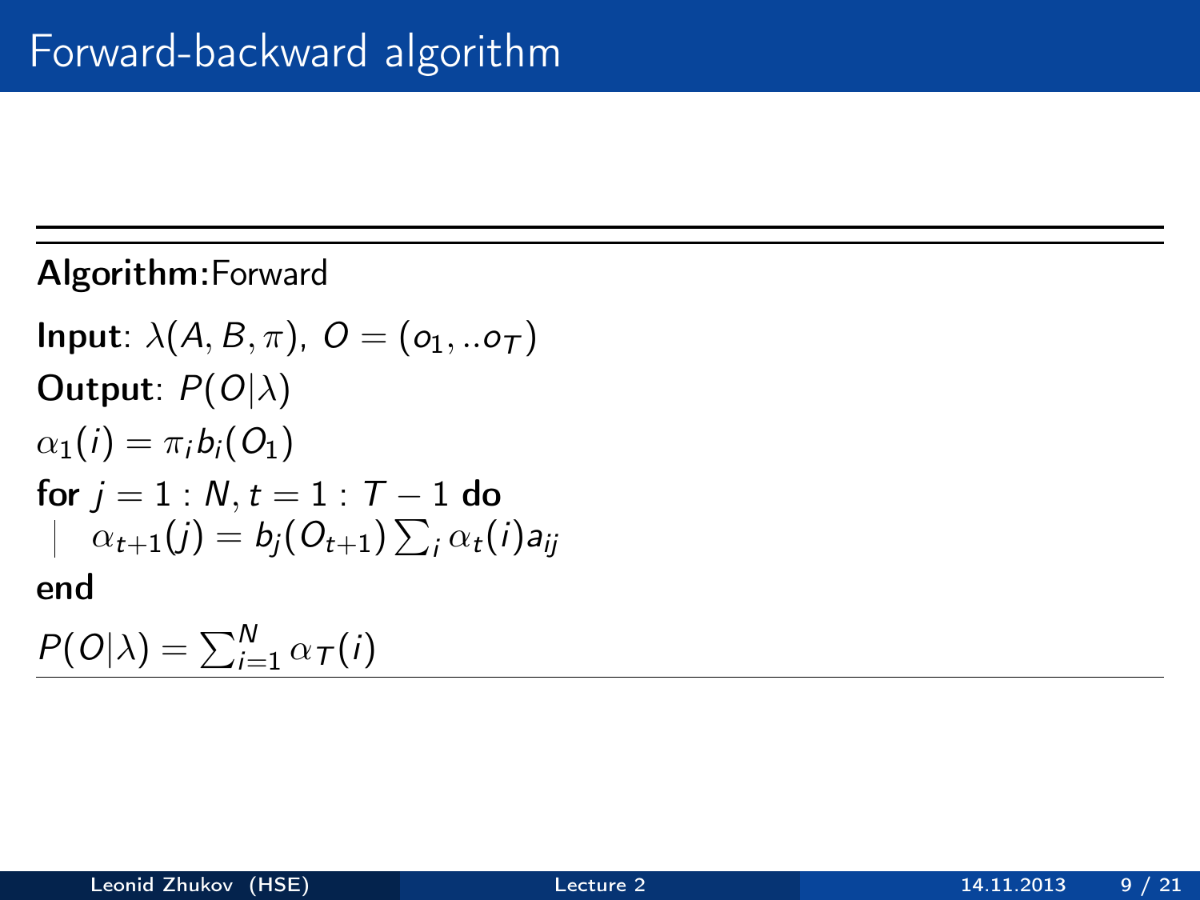# Forward-backward algorithm

---

**Algorithm:** Forward

**Input**: $\lambda(A, B, \pi)$, $O = (o_1, ..o_T)$

**Output**: $P(O|\lambda)$

$\alpha_1(i) = \pi_i b_i(O_1)$

**for** $j = 1 : N, t = 1 : T - 1$ **do**

  $\alpha_{t+1}(j) = b_j(O_{t+1}) \sum_i \alpha_t(i) a_{ij}$

**end**

$P(O|\lambda) = \sum_{i=1}^{N} \alpha_T(i)$

---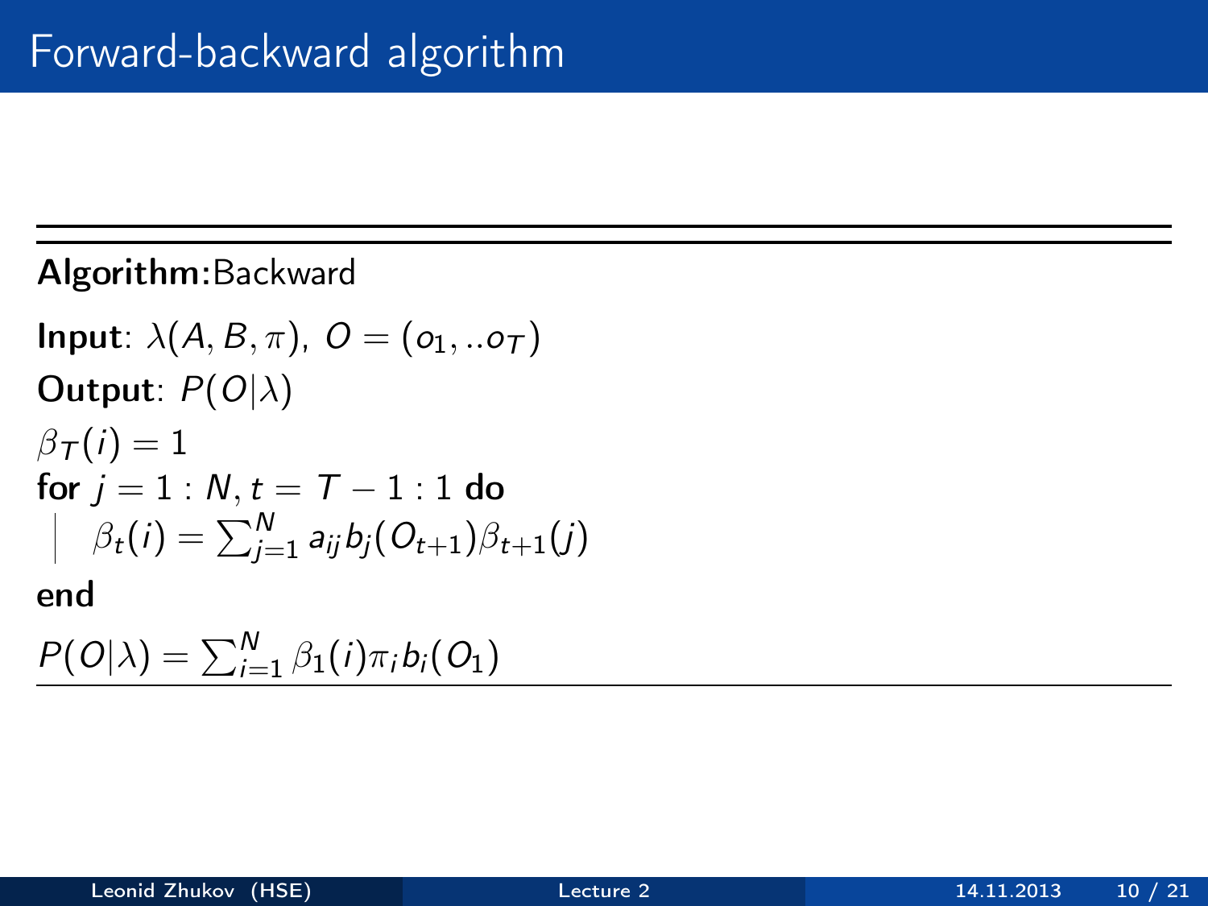# Forward-backward algorithm

---

**Algorithm:** Backward

**Input**: $\lambda(A, B, \pi)$, $O = (o_1, ..o_T)$

**Output**: $P(O|\lambda)$

$\beta_T(i) = 1$

**for** $j = 1 : N, t = T - 1 : 1$ **do**

  $\beta_t(i) = \sum_{j=1}^{N} a_{ij} b_j(O_{t+1}) \beta_{t+1}(j)$

**end**

$P(O|\lambda) = \sum_{i=1}^{N} \beta_1(i) \pi_i b_i(O_1)$

---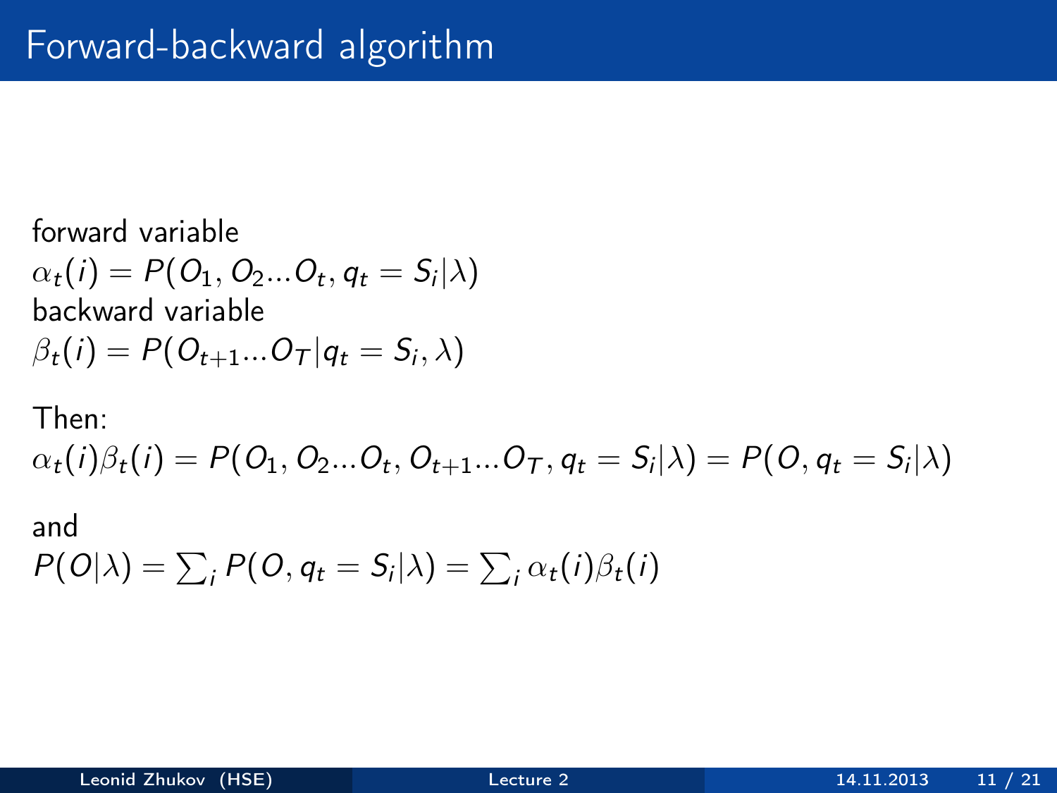# Forward-backward algorithm

forward variable
$\alpha_t(i) = P(O_1, O_2 ... O_t, q_t = S_i | \lambda)$
backward variable
$\beta_t(i) = P(O_{t+1} ... O_T | q_t = S_i, \lambda)$

Then:
$\alpha_t(i)\beta_t(i) = P(O_1, O_2 ... O_t, O_{t+1} ... O_T, q_t = S_i | \lambda) = P(O, q_t = S_i | \lambda)$

and
$P(O|\lambda) = \sum_i P(O, q_t = S_i | \lambda) = \sum_i \alpha_t(i)\beta_t(i)$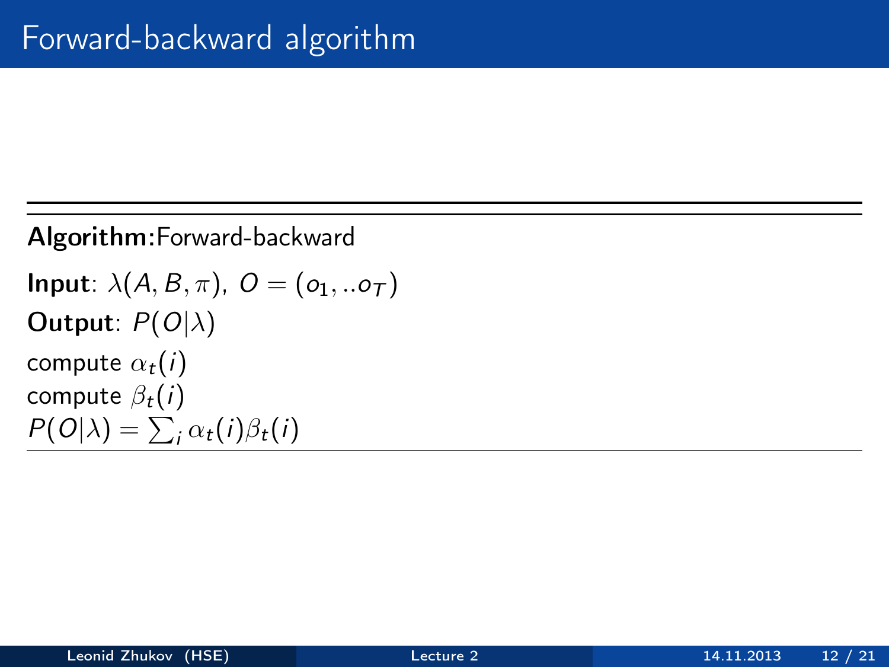# Forward-backward algorithm

---

**Algorithm:** Forward-backward

**Input**: $\lambda(A, B, \pi)$, $O = (o_1, ..o_T)$

**Output**: $P(O|\lambda)$

compute $\alpha_t(i)$

compute $\beta_t(i)$

$P(O|\lambda) = \sum_i \alpha_t(i)\beta_t(i)$

---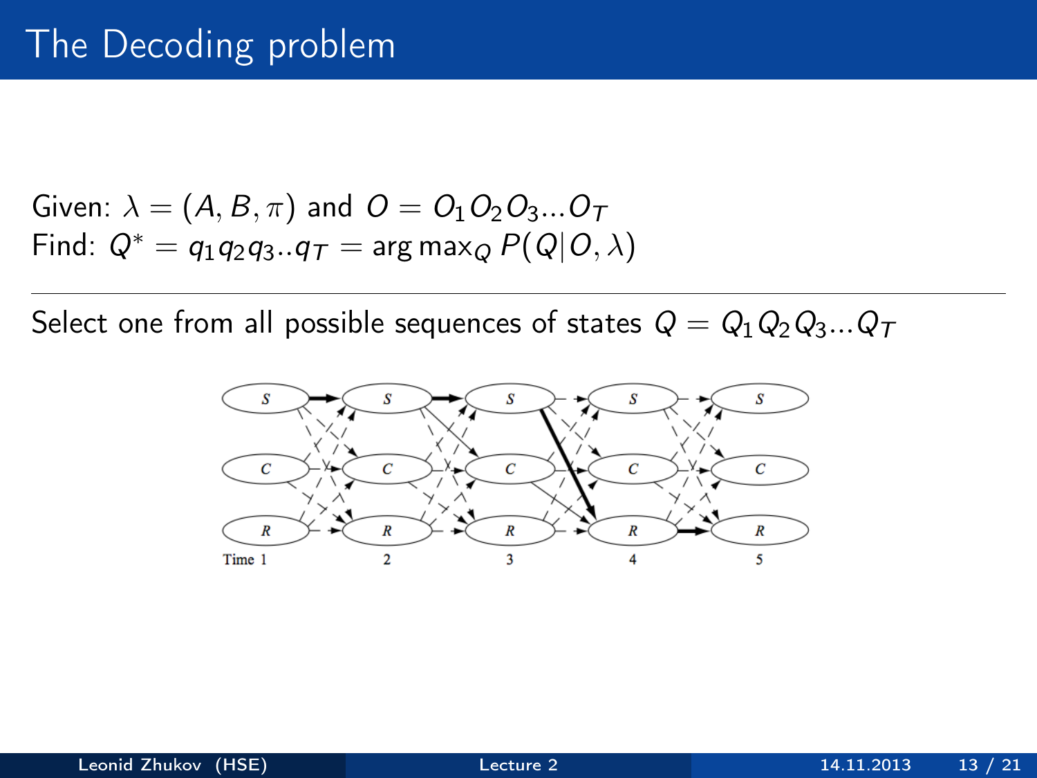# The Decoding problem

Given: $\lambda = (A, B, \pi)$ and $O = O_1 O_2 O_3 ... O_T$
Find: $Q^* = q_1 q_2 q_3 .. q_T = \arg\max_Q P(Q|O, \lambda)$

---

Select one from all possible sequences of states $Q = Q_1 Q_2 Q_3 ... Q_T$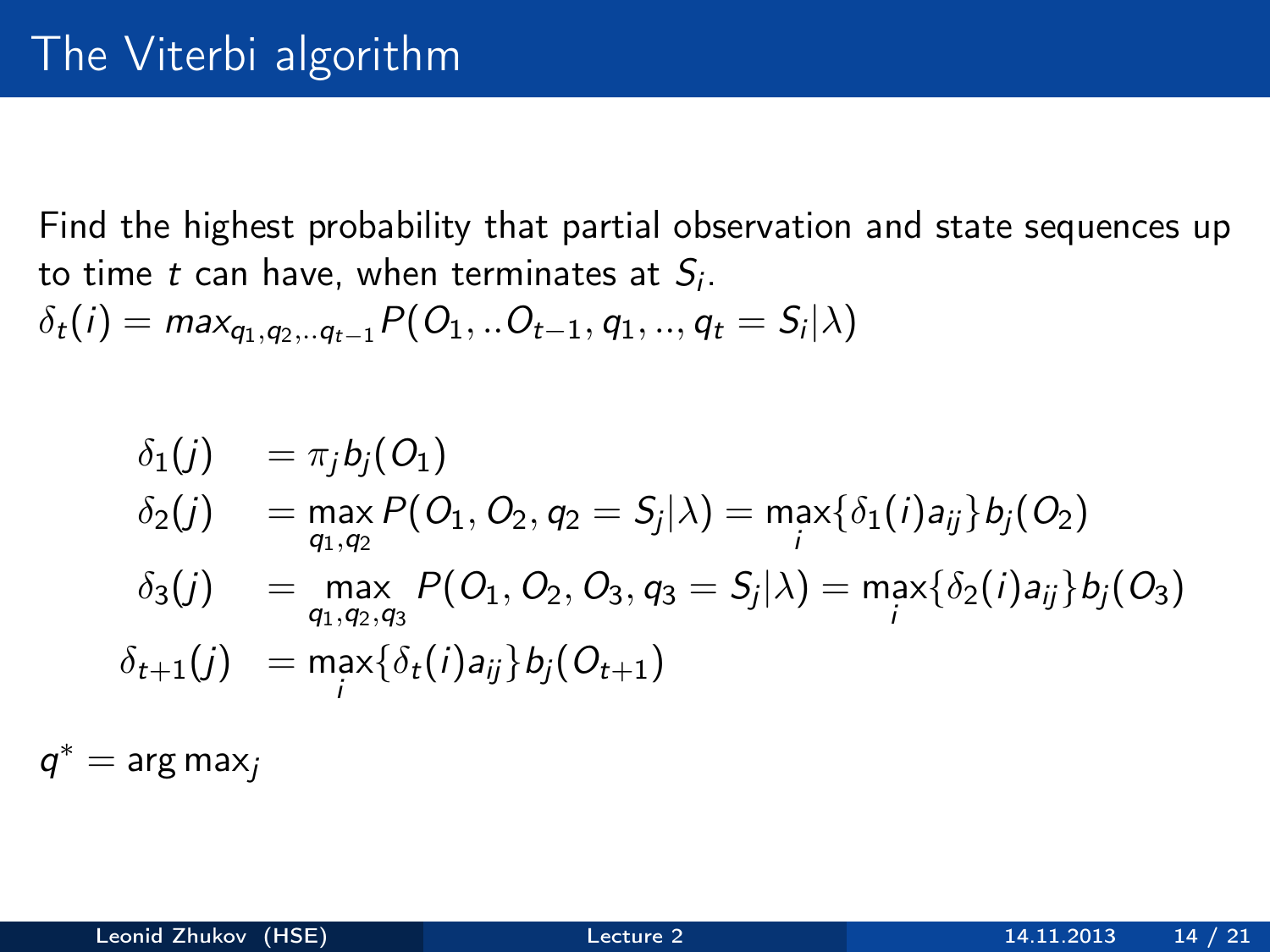# The Viterbi algorithm

Find the highest probability that partial observation and state sequences up to time $t$ can have, when terminates at $S_i$.
$\delta_t(i) = max_{q_1,q_2,..q_{t-1}} P(O_1, ..O_{t-1}, q_1, .., q_t = S_i|\lambda)$

$$
\begin{aligned}
\delta_1(j) &= \pi_j b_j(O_1) \\
\delta_2(j) &= \max_{q_1,q_2} P(O_1, O_2, q_2 = S_j|\lambda) = \max_i \{\delta_1(i)a_{ij}\} b_j(O_2) \\
\delta_3(j) &= \max_{q_1,q_2,q_3} P(O_1, O_2, O_3, q_3 = S_j|\lambda) = \max_i \{\delta_2(i)a_{ij}\} b_j(O_3) \\
\delta_{t+1}(j) &= \max_i \{\delta_t(i)a_{ij}\} b_j(O_{t+1})
\end{aligned}
$$

$q^* = \arg\max_j$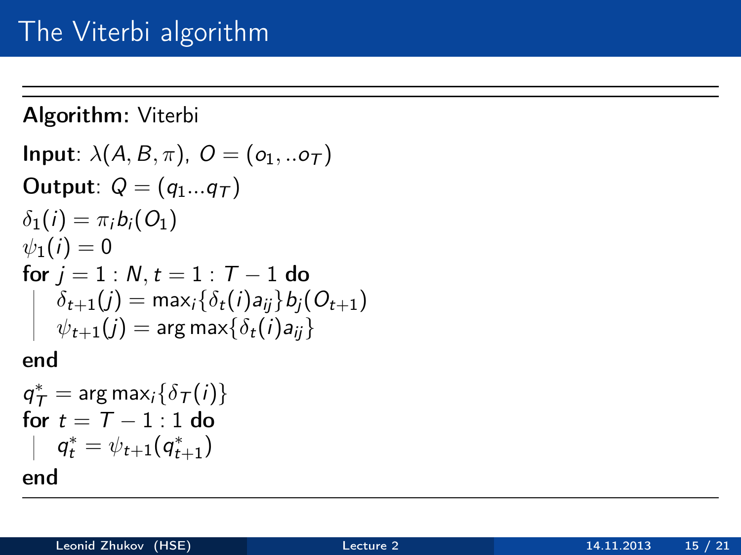# The Viterbi algorithm

---

**Algorithm:** Viterbi

**Input**: $\lambda(A, B, \pi)$, $O = (o_1, ..o_T)$

**Output**: $Q = (q_1...q_T)$

$\delta_1(i) = \pi_i b_i(O_1)$

$\psi_1(i) = 0$

**for** $j = 1 : N, t = 1 : T - 1$ **do**

   $\delta_{t+1}(j) = \max_i\{\delta_t(i)a_{ij}\}b_j(O_{t+1})$

   $\psi_{t+1}(j) = \arg\max\{\delta_t(i)a_{ij}\}$

**end**

$q^*_T = \arg\max_i\{\delta_T(i)\}$

**for** $t = T - 1 : 1$ **do**

   $q^*_t = \psi_{t+1}(q^*_{t+1})$

**end**

---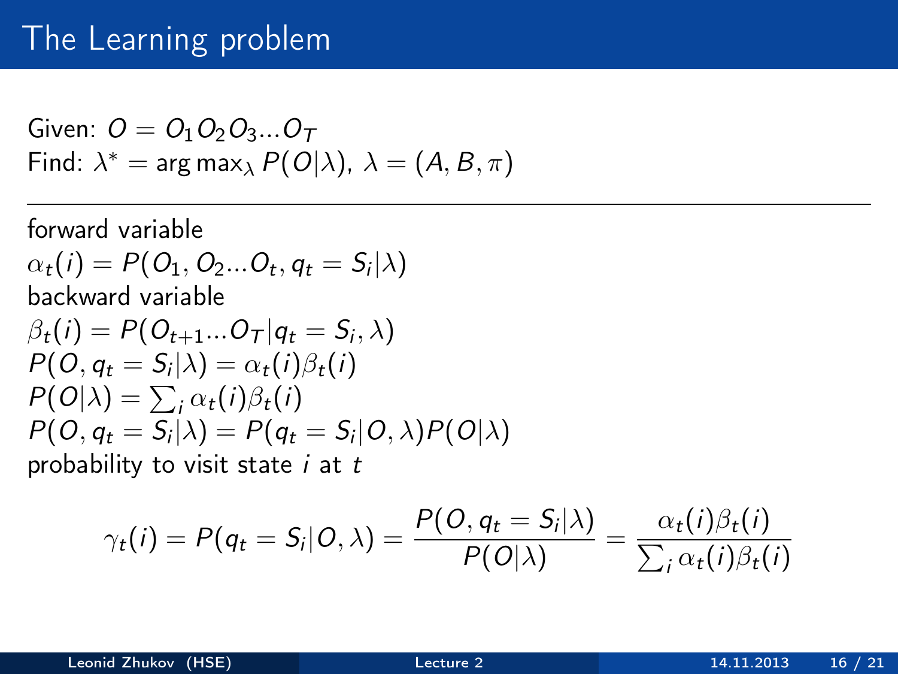# The Learning problem

Given: $O = O_1 O_2 O_3 ... O_T$
Find: $\lambda^* = \arg\max_\lambda P(O|\lambda)$, $\lambda = (A, B, \pi)$

---

forward variable
$\alpha_t(i) = P(O_1, O_2 ... O_t, q_t = S_i|\lambda)$
backward variable
$\beta_t(i) = P(O_{t+1} ... O_T|q_t = S_i, \lambda)$
$P(O, q_t = S_i|\lambda) = \alpha_t(i)\beta_t(i)$
$P(O|\lambda) = \sum_i \alpha_t(i)\beta_t(i)$
$P(O, q_t = S_i|\lambda) = P(q_t = S_i|O, \lambda)P(O|\lambda)$
probability to visit state $i$ at $t$

$$\gamma_t(i) = P(q_t = S_i|O, \lambda) = \frac{P(O, q_t = S_i|\lambda)}{P(O|\lambda)} = \frac{\alpha_t(i)\beta_t(i)}{\sum_i \alpha_t(i)\beta_t(i)}$$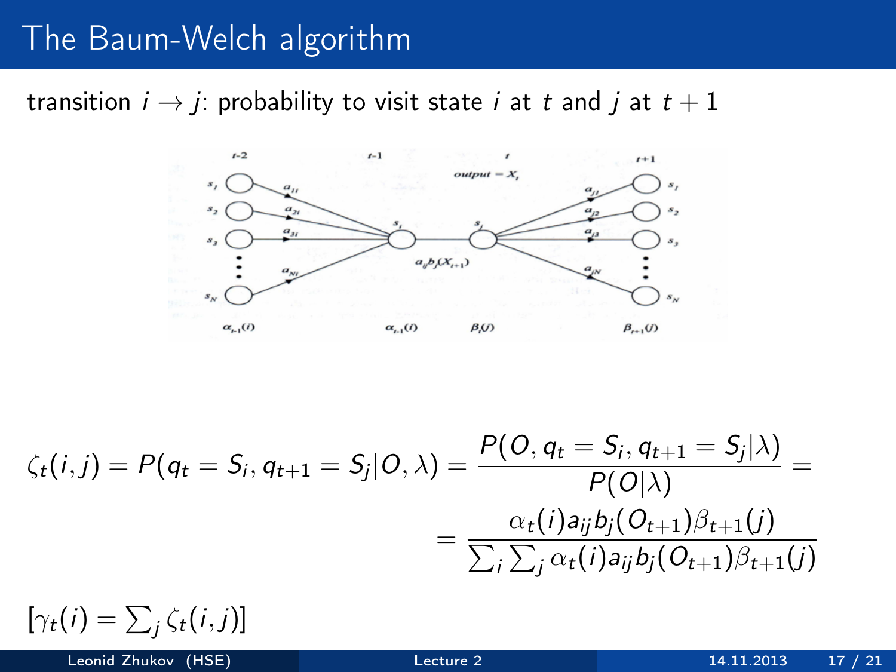# The Baum-Welch algorithm

transition $i \to j$: probability to visit state $i$ at $t$ and $j$ at $t+1$

$$\zeta_t(i,j) = P(q_t = S_i, q_{t+1} = S_j | O, \lambda) = \frac{P(O, q_t = S_i, q_{t+1} = S_j | \lambda)}{P(O|\lambda)} =$$

$$= \frac{\alpha_t(i) a_{ij} b_j(O_{t+1}) \beta_{t+1}(j)}{\sum_i \sum_j \alpha_t(i) a_{ij} b_j(O_{t+1}) \beta_{t+1}(j)}$$

$[\gamma_t(i) = \sum_j \zeta_t(i,j)]$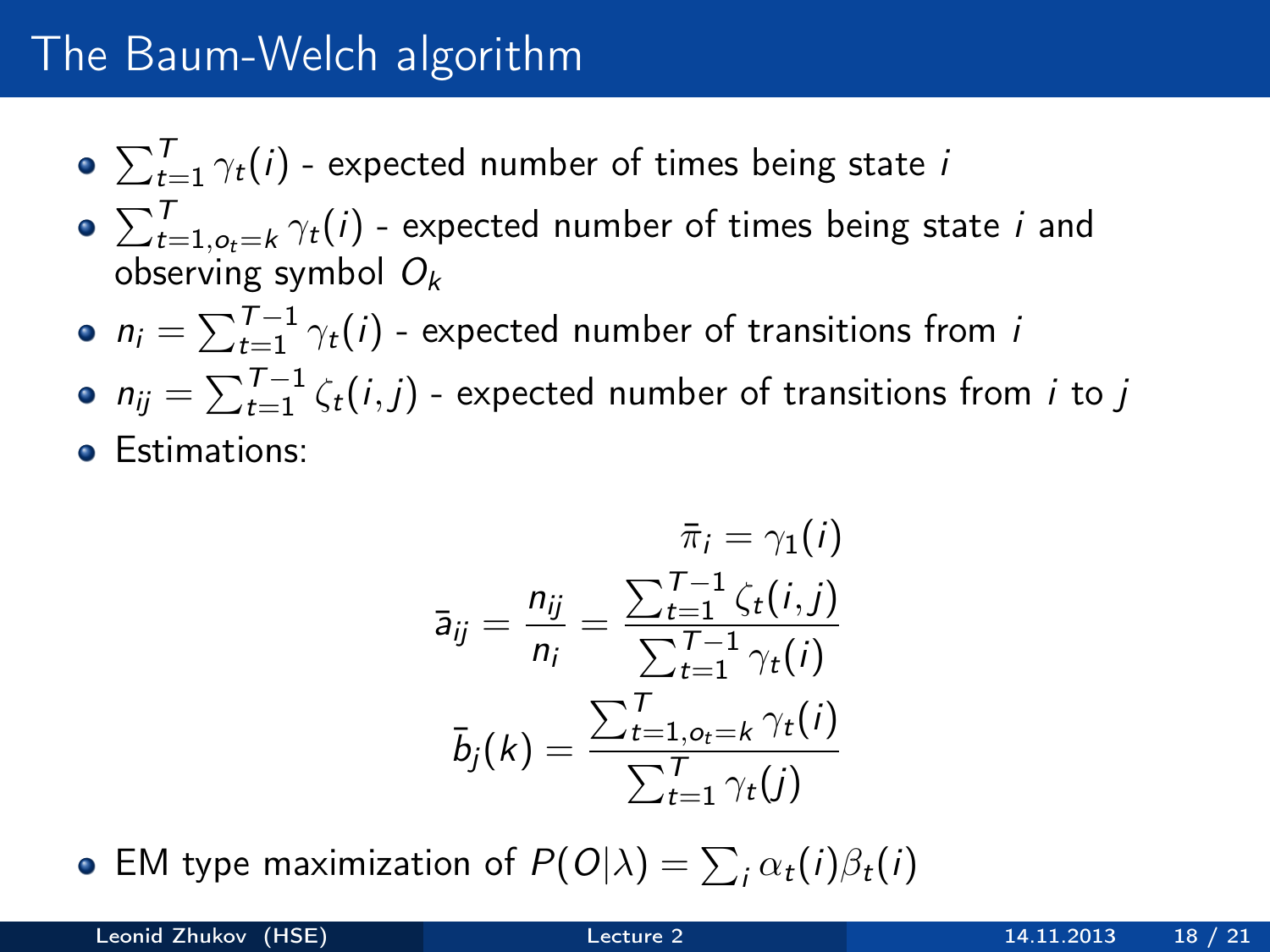# The Baum-Welch algorithm

- $\sum_{t=1}^{T} \gamma_t(i)$ - expected number of times being state $i$
- $\sum_{t=1, o_t=k}^{T} \gamma_t(i)$ - expected number of times being state $i$ and observing symbol $O_k$
- $n_i = \sum_{t=1}^{T-1} \gamma_t(i)$ - expected number of transitions from $i$
- $n_{ij} = \sum_{t=1}^{T-1} \zeta_t(i,j)$ - expected number of transitions from $i$ to $j$
- Estimations:

$$\bar{\pi}_i = \gamma_1(i)$$

$$\bar{a}_{ij} = \frac{n_{ij}}{n_i} = \frac{\sum_{t=1}^{T-1} \zeta_t(i,j)}{\sum_{t=1}^{T-1} \gamma_t(i)}$$

$$\bar{b}_j(k) = \frac{\sum_{t=1, o_t=k}^{T} \gamma_t(i)}{\sum_{t=1}^{T} \gamma_t(j)}$$

- EM type maximization of $P(O|\lambda) = \sum_i \alpha_t(i)\beta_t(i)$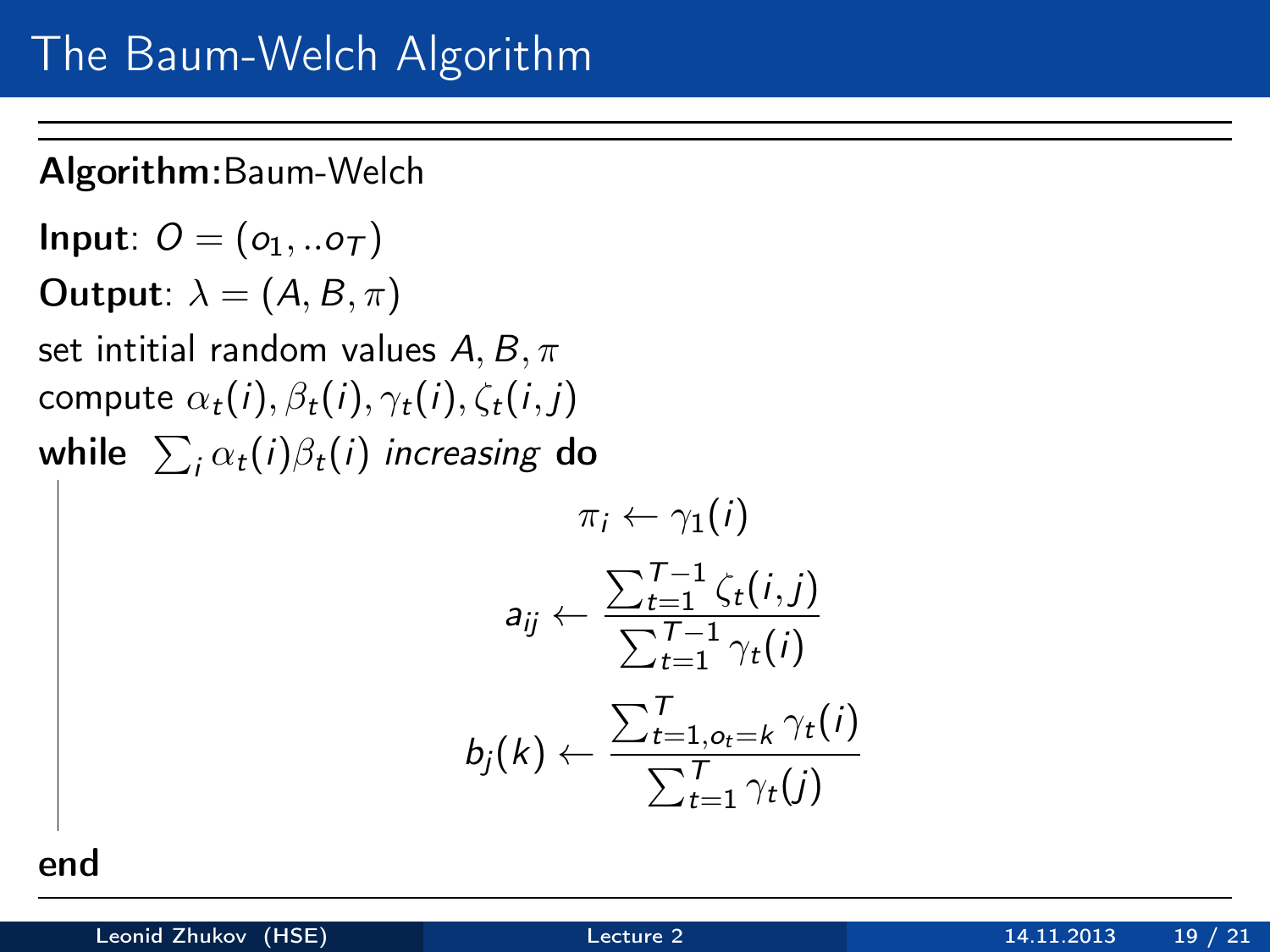# The Baum-Welch Algorithm

**Algorithm:**Baum-Welch

**Input**: $O = (o_1, ..o_T)$

**Output**: $\lambda = (A, B, \pi)$

set intitial random values $A, B, \pi$

compute $\alpha_t(i), \beta_t(i), \gamma_t(i), \zeta_t(i,j)$

**while** $\sum_i \alpha_t(i)\beta_t(i)$ *increasing* **do**

$$\pi_i \leftarrow \gamma_1(i)$$

$$a_{ij} \leftarrow \frac{\sum_{t=1}^{T-1} \zeta_t(i,j)}{\sum_{t=1}^{T-1} \gamma_t(i)}$$

$$b_j(k) \leftarrow \frac{\sum_{t=1, o_t=k}^{T} \gamma_t(i)}{\sum_{t=1}^{T} \gamma_t(j)}$$

**end**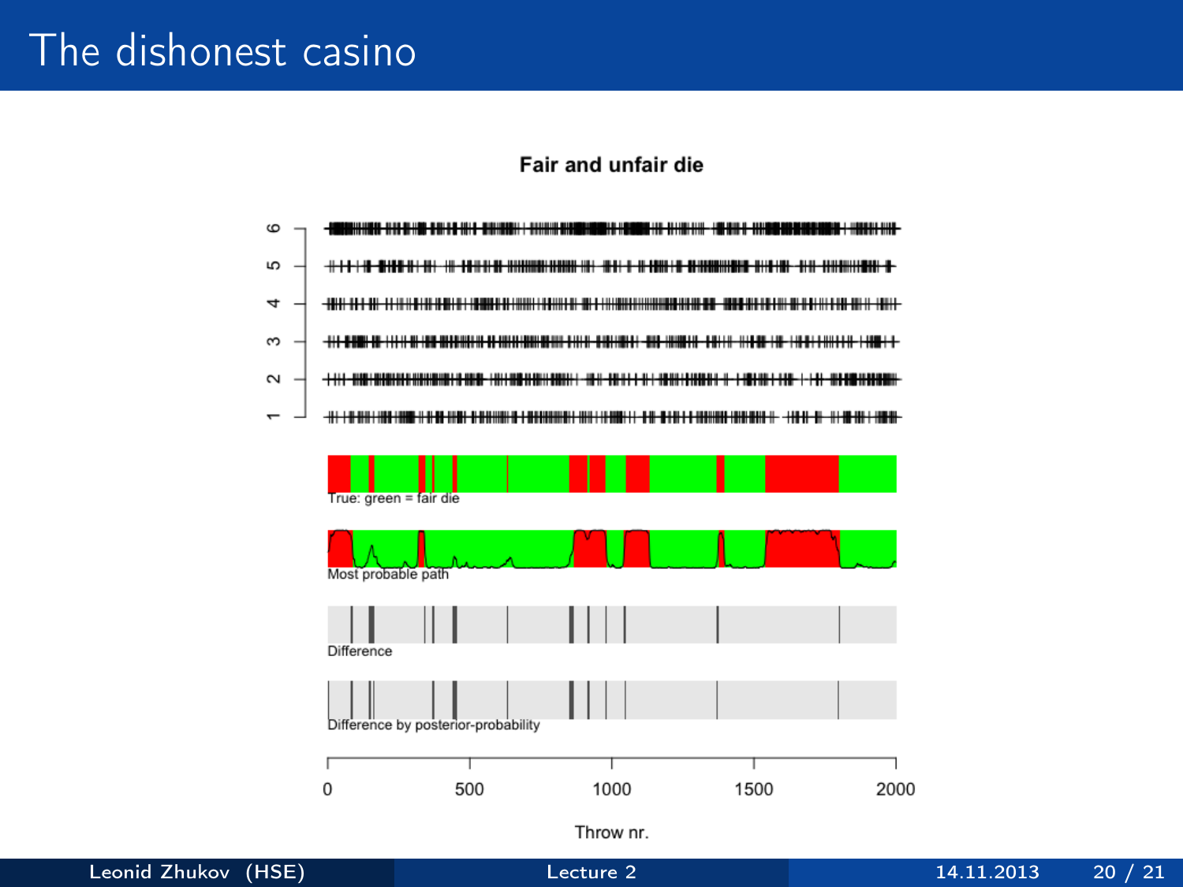# The dishonest casino

**Fair and unfair die**

6
5
4
3
2
1

True: green = fair die

Most probable path

Difference

Difference by posterior-probability

0 500 1000 1500 2000

Throw nr.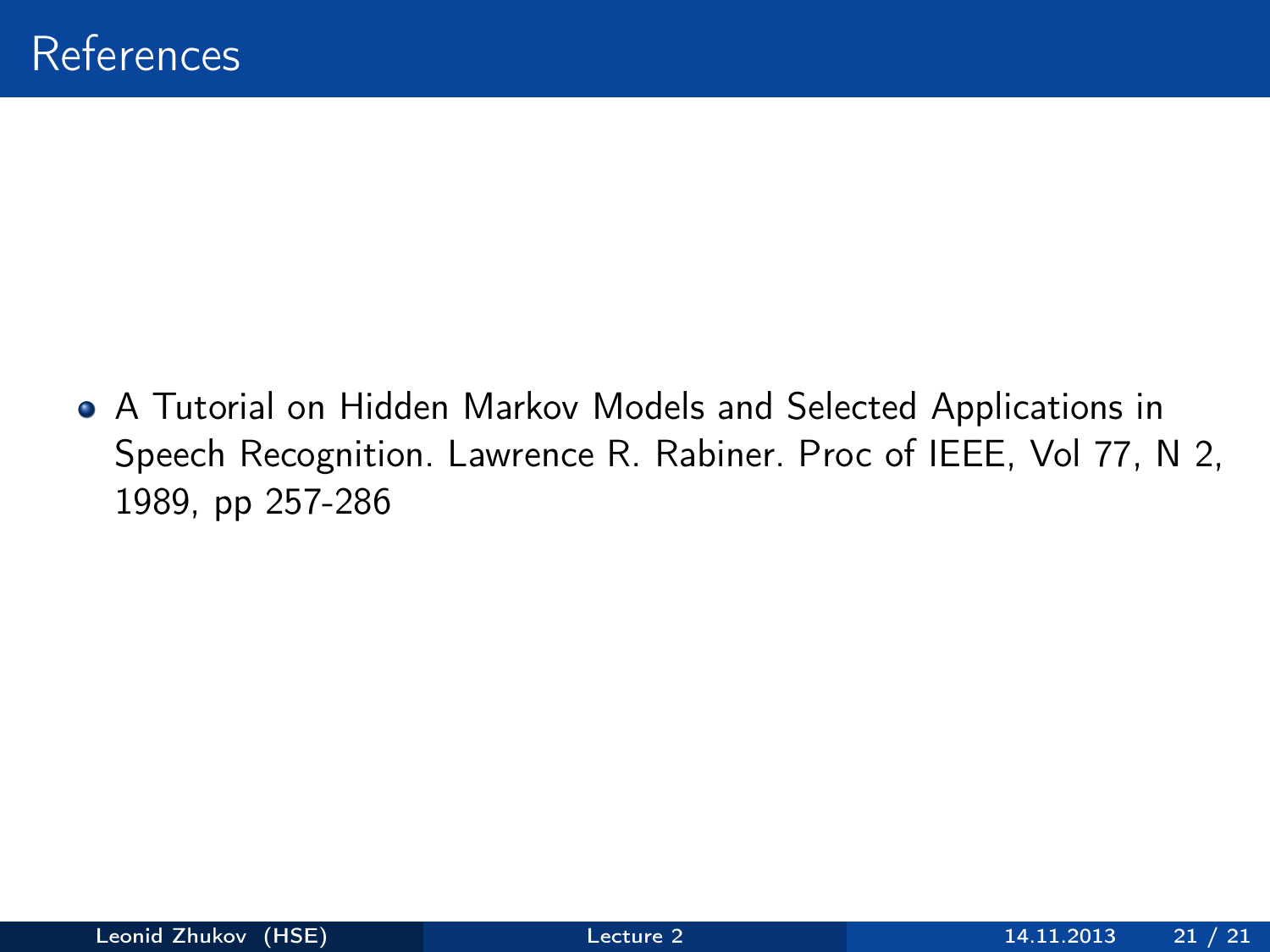# References

- A Tutorial on Hidden Markov Models and Selected Applications in Speech Recognition. Lawrence R. Rabiner. Proc of IEEE, Vol 77, N 2, 1989, pp 257-286